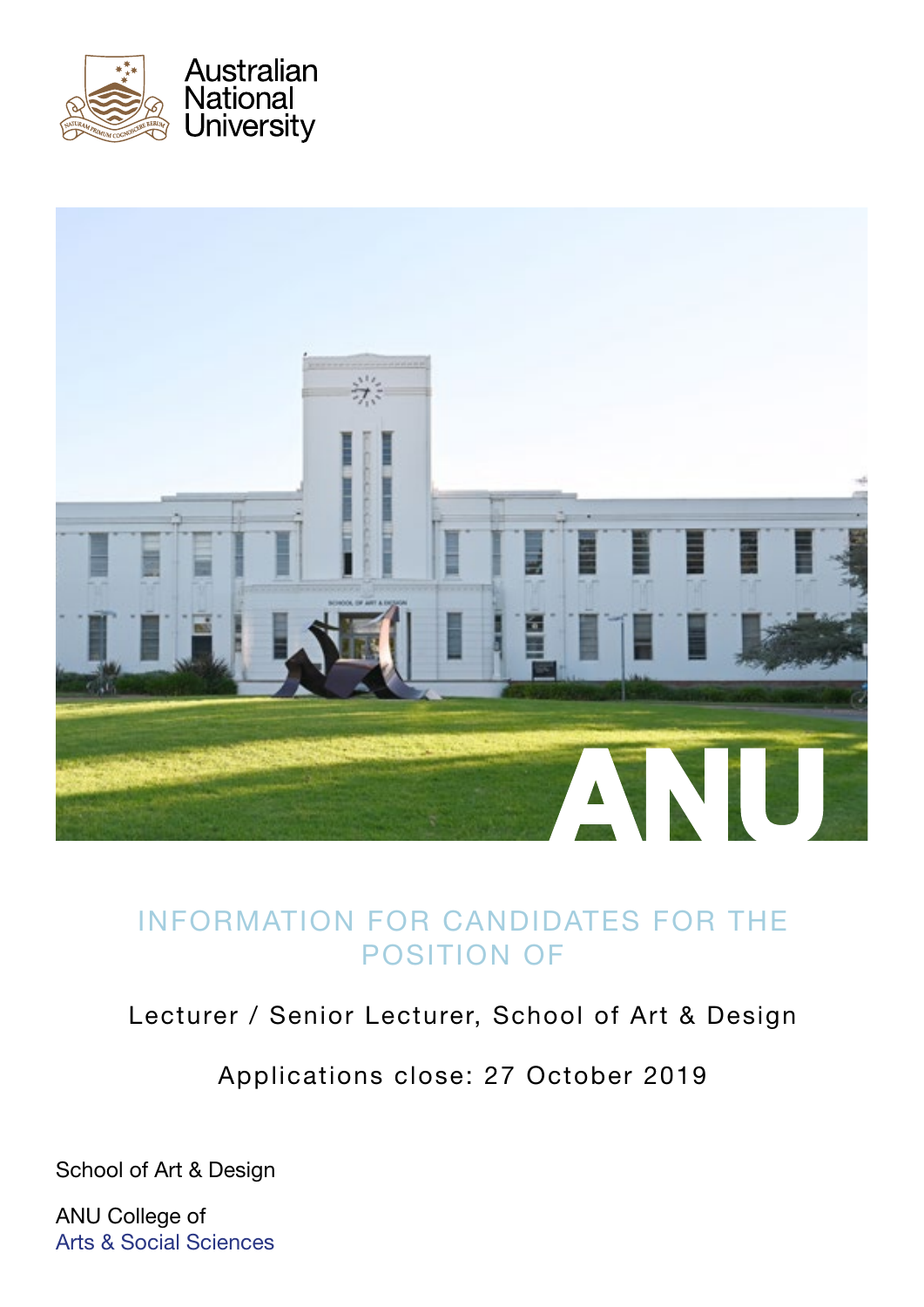Australian National University

# INFORMATION FOR CANDIDATES FOR THE POSITION OF

## Lecturer / Senior Lecturer, School of Art & Design

Applications close: 27 October 2019

School of Art & Design

ANU College of Arts & Social Sciences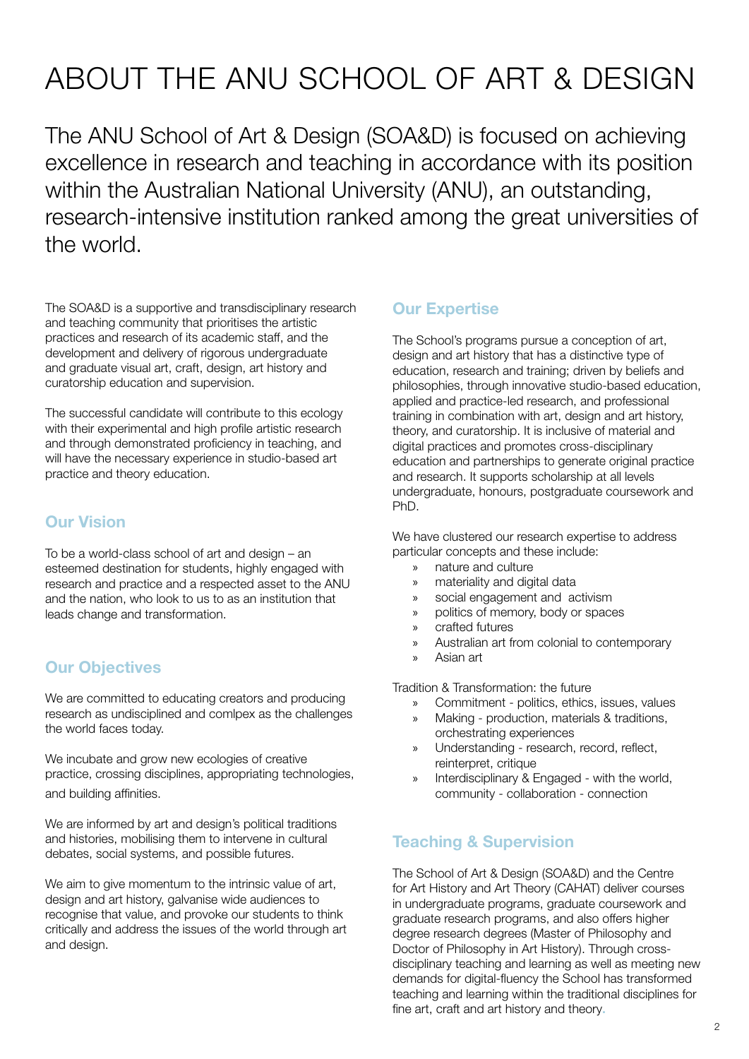# ABOUT THE ANU SCHOOL OF ART & DESIGN

The ANU School of Art & Design (SOA&D) is focused on achieving excellence in research and teaching in accordance with its position within the Australian National University (ANU), an outstanding, research-intensive institution ranked among the great universities of the world.

The SOA&D is a supportive and transdisciplinary research and teaching community that prioritises the artistic practices and research of its academic staff, and the development and delivery of rigorous undergraduate and graduate visual art, craft, design, art history and curatorship education and supervision.

The successful candidate will contribute to this ecology with their experimental and high profile artistic research and through demonstrated proficiency in teaching, and will have the necessary experience in studio-based art practice and theory education.

## Our Vision

To be a world-class school of art and design – an esteemed destination for students, highly engaged with research and practice and a respected asset to the ANU and the nation, who look to us to as an institution that leads change and transformation.

## Our Objectives

We are committed to educating creators and producing research as undisciplined and comlpex as the challenges the world faces today.

We incubate and grow new ecologies of creative practice, crossing disciplines, appropriating technologies, and building affinities.

We are informed by art and design's political traditions and histories, mobilising them to intervene in cultural debates, social systems, and possible futures.

We aim to give momentum to the intrinsic value of art, design and art history, galvanise wide audiences to recognise that value, and provoke our students to think critically and address the issues of the world through art and design.

## Our Expertise

The School's programs pursue a conception of art, design and art history that has a distinctive type of education, research and training; driven by beliefs and philosophies, through innovative studio-based education, applied and practice-led research, and professional training in combination with art, design and art history, theory, and curatorship. It is inclusive of material and digital practices and promotes cross-disciplinary education and partnerships to generate original practice and research. It supports scholarship at all levels undergraduate, honours, postgraduate coursework and PhD.

We have clustered our research expertise to address particular concepts and these include:

- nature and culture
- materiality and digital data
- social engagement and activism
- politics of memory, body or spaces
- crafted futures
- Australian art from colonial to contemporary
- Asian art

Tradition & Transformation: the future

- Commitment - politics, ethics, issues, values
- Making - production, materials & traditions, orchestrating experiences
- Understanding - research, record, reflect, reinterpret, critique
- Interdisciplinary & Engaged - with the world, community - collaboration - connection

## Teaching & Supervision

The School of Art & Design (SOA&D) and the Centre for Art History and Art Theory (CAHAT) deliver courses in undergraduate programs, graduate coursework and graduate research programs, and also offers higher degree research degrees (Master of Philosophy and Doctor of Philosophy in Art History). Through cross-disciplinary teaching and learning as well as meeting new demands for digital-fluency the School has transformed teaching and learning within the traditional disciplines for fine art, craft and art history and theory.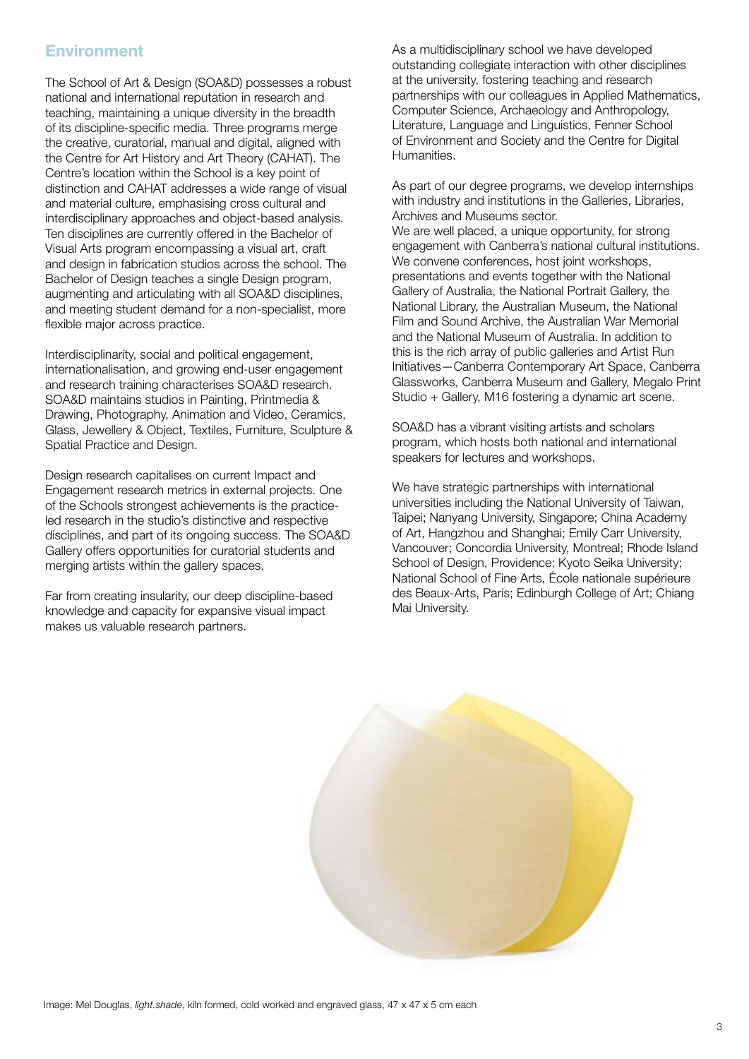## Environment

The School of Art & Design (SOA&D) possesses a robust national and international reputation in research and teaching, maintaining a unique diversity in the breadth of its discipline-specific media. Three programs merge the creative, curatorial, manual and digital, aligned with the Centre for Art History and Art Theory (CAHAT). The Centre's location within the School is a key point of distinction and CAHAT addresses a wide range of visual and material culture, emphasising cross cultural and interdisciplinary approaches and object-based analysis. Ten disciplines are currently offered in the Bachelor of Visual Arts program encompassing a visual art, craft and design in fabrication studios across the school. The Bachelor of Design teaches a single Design program, augmenting and articulating with all SOA&D disciplines, and meeting student demand for a non-specialist, more flexible major across practice.

Interdisciplinarity, social and political engagement, internationalisation, and growing end-user engagement and research training characterises SOA&D research. SOA&D maintains studios in Painting, Printmedia & Drawing, Photography, Animation and Video, Ceramics, Glass, Jewellery & Object, Textiles, Furniture, Sculpture & Spatial Practice and Design.

Design research capitalises on current Impact and Engagement research metrics in external projects. One of the Schools strongest achievements is the practice-led research in the studio's distinctive and respective disciplines, and part of its ongoing success. The SOA&D Gallery offers opportunities for curatorial students and merging artists within the gallery spaces.

Far from creating insularity, our deep discipline-based knowledge and capacity for expansive visual impact makes us valuable research partners.

As a multidisciplinary school we have developed outstanding collegiate interaction with other disciplines at the university, fostering teaching and research partnerships with our colleagues in Applied Mathematics, Computer Science, Archaeology and Anthropology, Literature, Language and Linguistics, Fenner School of Environment and Society and the Centre for Digital Humanities.

As part of our degree programs, we develop internships with industry and institutions in the Galleries, Libraries, Archives and Museums sector.

We are well placed, a unique opportunity, for strong engagement with Canberra's national cultural institutions. We convene conferences, host joint workshops, presentations and events together with the National Gallery of Australia, the National Portrait Gallery, the National Library, the Australian Museum, the National Film and Sound Archive, the Australian War Memorial and the National Museum of Australia. In addition to this is the rich array of public galleries and Artist Run Initiatives—Canberra Contemporary Art Space, Canberra Glassworks, Canberra Museum and Gallery, Megalo Print Studio + Gallery, M16 fostering a dynamic art scene.

SOA&D has a vibrant visiting artists and scholars program, which hosts both national and international speakers for lectures and workshops.

We have strategic partnerships with international universities including the National University of Taiwan, Taipei; Nanyang University, Singapore; China Academy of Art, Hangzhou and Shanghai; Emily Carr University, Vancouver; Concordia University, Montreal; Rhode Island School of Design, Providence; Kyoto Seika University; National School of Fine Arts, École nationale supérieure des Beaux-Arts, Paris; Edinburgh College of Art; Chiang Mai University.

Image: Mel Douglas, *light.shade*, kiln formed, cold worked and engraved glass, 47 x 47 x 5 cm each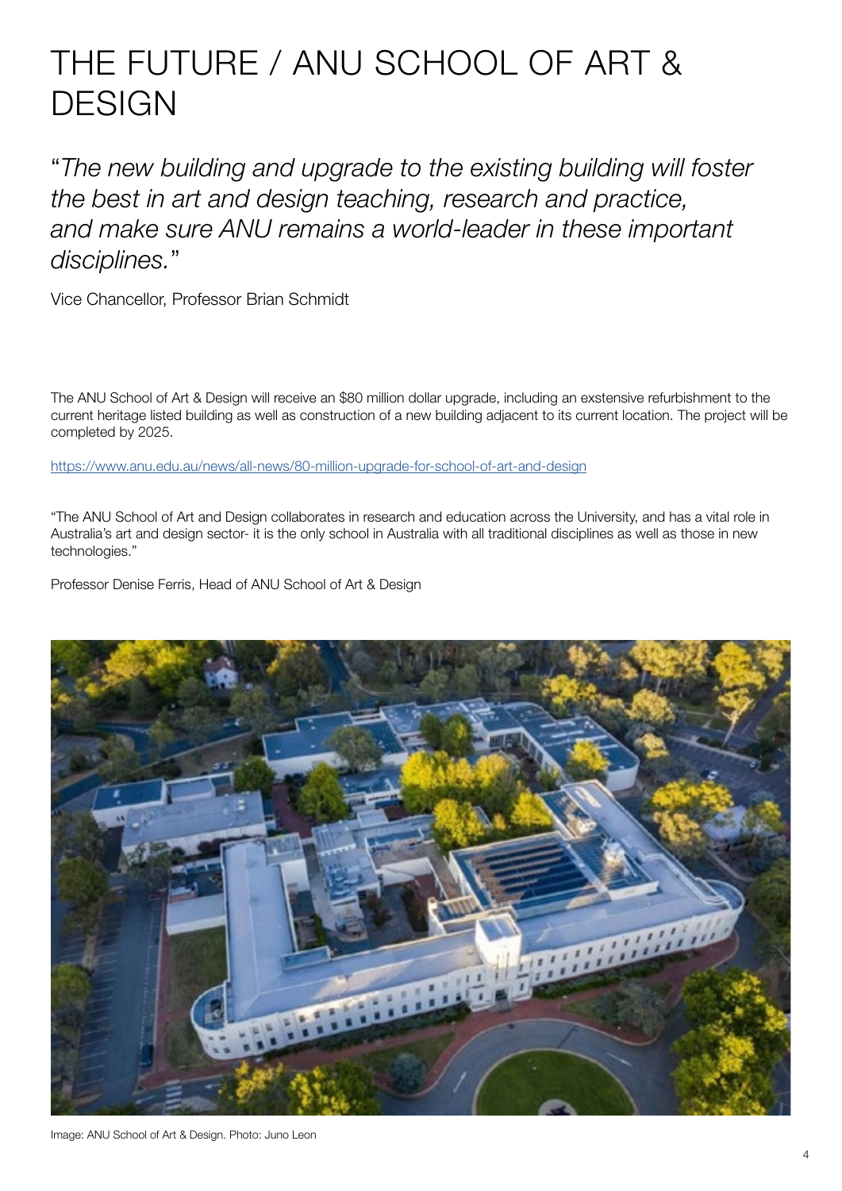# THE FUTURE / ANU SCHOOL OF ART & DESIGN

*"The new building and upgrade to the existing building will foster the best in art and design teaching, research and practice, and make sure ANU remains a world-leader in these important disciplines."*

Vice Chancellor, Professor Brian Schmidt

The ANU School of Art & Design will receive an $80 million dollar upgrade, including an exstensive refurbishment to the current heritage listed building as well as construction of a new building adjacent to its current location. The project will be completed by 2025.

https://www.anu.edu.au/news/all-news/80-million-upgrade-for-school-of-art-and-design

"The ANU School of Art and Design collaborates in research and education across the University, and has a vital role in Australia's art and design sector- it is the only school in Australia with all traditional disciplines as well as those in new technologies."

Professor Denise Ferris, Head of ANU School of Art & Design

Image: ANU School of Art & Design. Photo: Juno Leon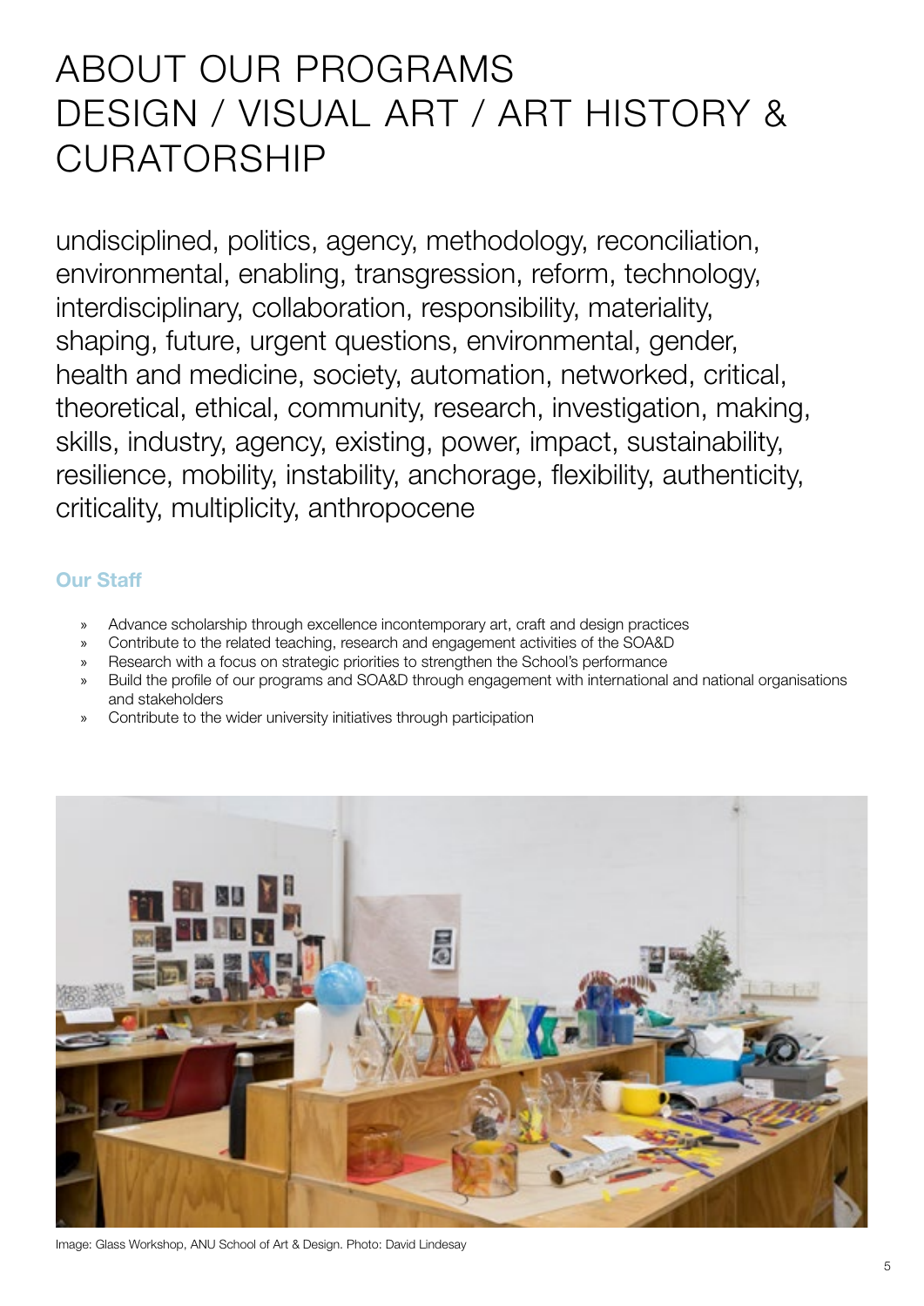# ABOUT OUR PROGRAMS
# DESIGN / VISUAL ART / ART HISTORY & CURATORSHIP

undisciplined, politics, agency, methodology, reconciliation, environmental, enabling, transgression, reform, technology, interdisciplinary, collaboration, responsibility, materiality, shaping, future, urgent questions, environmental, gender, health and medicine, society, automation, networked, critical, theoretical, ethical, community, research, investigation, making, skills, industry, agency, existing, power, impact, sustainability, resilience, mobility, instability, anchorage, flexibility, authenticity, criticality, multiplicity, anthropocene

### Our Staff

- Advance scholarship through excellence incontemporary art, craft and design practices
- Contribute to the related teaching, research and engagement activities of the SOA&D
- Research with a focus on strategic priorities to strengthen the School's performance
- Build the profile of our programs and SOA&D through engagement with international and national organisations and stakeholders
- Contribute to the wider university initiatives through participation

Image: Glass Workshop, ANU School of Art & Design. Photo: David Lindesay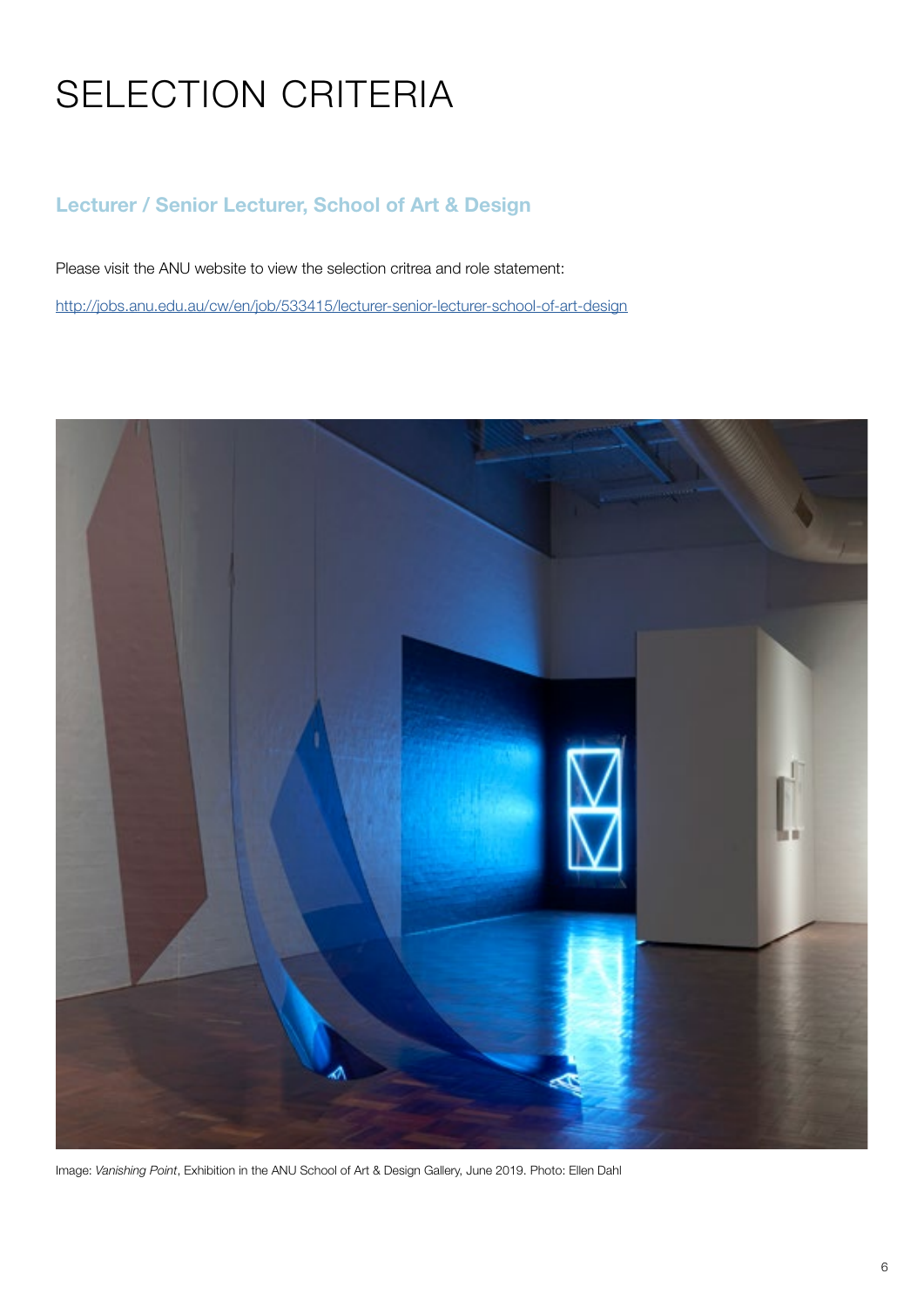# SELECTION CRITERIA

## Lecturer / Senior Lecturer, School of Art & Design

Please visit the ANU website to view the selection critrea and role statement:

http://jobs.anu.edu.au/cw/en/job/533415/lecturer-senior-lecturer-school-of-art-design

Image: *Vanishing Point*, Exhibition in the ANU School of Art & Design Gallery, June 2019. Photo: Ellen Dahl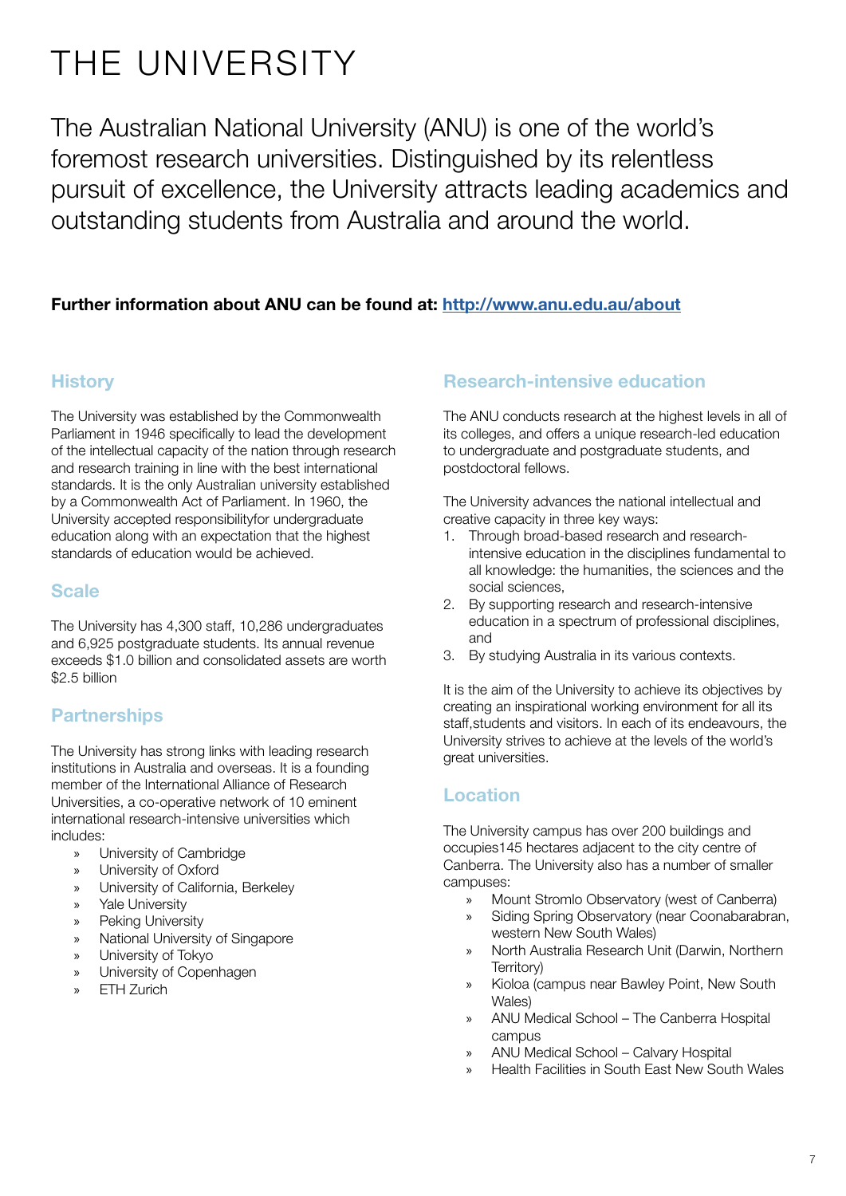# THE UNIVERSITY

The Australian National University (ANU) is one of the world's foremost research universities. Distinguished by its relentless pursuit of excellence, the University attracts leading academics and outstanding students from Australia and around the world.

**Further information about ANU can be found at: [http://www.anu.edu.au/about](http://www.anu.edu.au/about)**

## History

The University was established by the Commonwealth Parliament in 1946 specifically to lead the development of the intellectual capacity of the nation through research and research training in line with the best international standards. It is the only Australian university established by a Commonwealth Act of Parliament. In 1960, the University accepted responsibilityfor undergraduate education along with an expectation that the highest standards of education would be achieved.

## Scale

The University has 4,300 staff, 10,286 undergraduates and 6,925 postgraduate students. Its annual revenue exceeds $1.0 billion and consolidated assets are worth $2.5 billion

## Partnerships

The University has strong links with leading research institutions in Australia and overseas. It is a founding member of the International Alliance of Research Universities, a co-operative network of 10 eminent international research-intensive universities which includes:

- University of Cambridge
- University of Oxford
- University of California, Berkeley
- Yale University
- Peking University
- National University of Singapore
- University of Tokyo
- University of Copenhagen
- ETH Zurich

## Research-intensive education

The ANU conducts research at the highest levels in all of its colleges, and offers a unique research-led education to undergraduate and postgraduate students, and postdoctoral fellows.

The University advances the national intellectual and creative capacity in three key ways:

1. Through broad-based research and research-intensive education in the disciplines fundamental to all knowledge: the humanities, the sciences and the social sciences,
2. By supporting research and research-intensive education in a spectrum of professional disciplines, and
3. By studying Australia in its various contexts.

It is the aim of the University to achieve its objectives by creating an inspirational working environment for all its staff,students and visitors. In each of its endeavours, the University strives to achieve at the levels of the world's great universities.

## Location

The University campus has over 200 buildings and occupies145 hectares adjacent to the city centre of Canberra. The University also has a number of smaller campuses:

- Mount Stromlo Observatory (west of Canberra)
- Siding Spring Observatory (near Coonabarabran, western New South Wales)
- North Australia Research Unit (Darwin, Northern Territory)
- Kioloa (campus near Bawley Point, New South Wales)
- ANU Medical School – The Canberra Hospital campus
- ANU Medical School – Calvary Hospital
- Health Facilities in South East New South Wales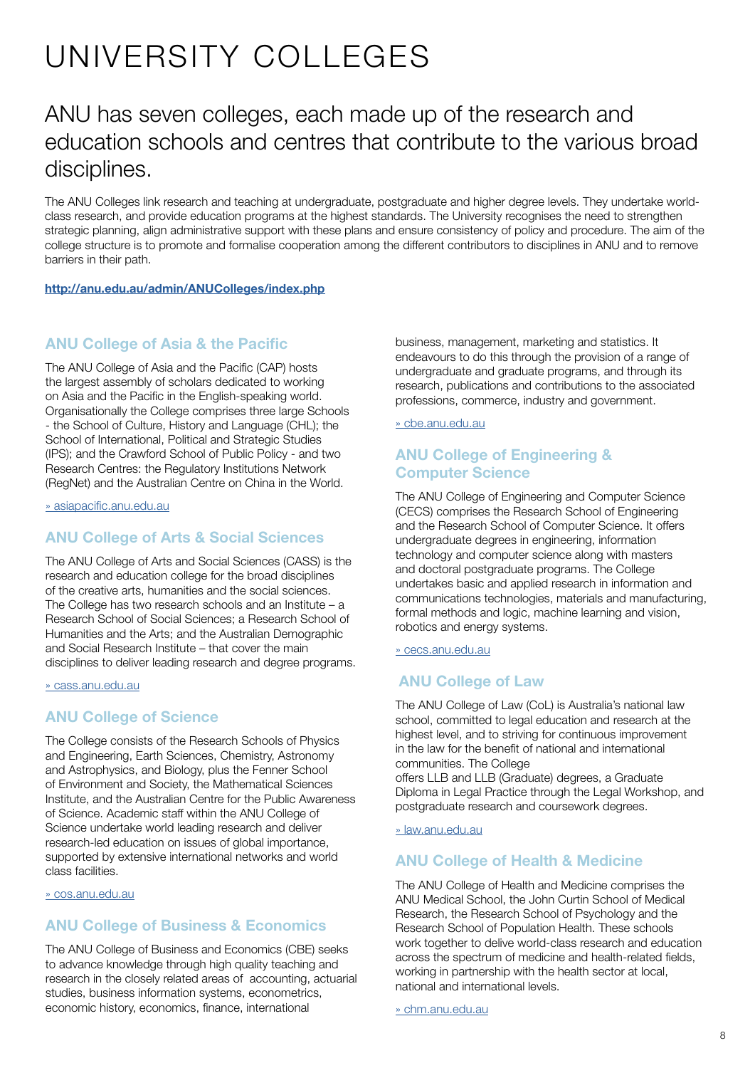# UNIVERSITY COLLEGES

## ANU has seven colleges, each made up of the research and education schools and centres that contribute to the various broad disciplines.

The ANU Colleges link research and teaching at undergraduate, postgraduate and higher degree levels. They undertake world-class research, and provide education programs at the highest standards. The University recognises the need to strengthen strategic planning, align administrative support with these plans and ensure consistency of policy and procedure. The aim of the college structure is to promote and formalise cooperation among the different contributors to disciplines in ANU and to remove barriers in their path.

**http://anu.edu.au/admin/ANUColleges/index.php**

### ANU College of Asia & the Pacific

The ANU College of Asia and the Pacific (CAP) hosts the largest assembly of scholars dedicated to working on Asia and the Pacific in the English-speaking world. Organisationally the College comprises three large Schools - the School of Culture, History and Language (CHL); the School of International, Political and Strategic Studies (IPS); and the Crawford School of Public Policy - and two Research Centres: the Regulatory Institutions Network (RegNet) and the Australian Centre on China in the World.

» asiapacific.anu.edu.au

### ANU College of Arts & Social Sciences

The ANU College of Arts and Social Sciences (CASS) is the research and education college for the broad disciplines of the creative arts, humanities and the social sciences. The College has two research schools and an Institute – a Research School of Social Sciences; a Research School of Humanities and the Arts; and the Australian Demographic and Social Research Institute – that cover the main disciplines to deliver leading research and degree programs.

» cass.anu.edu.au

### ANU College of Science

The College consists of the Research Schools of Physics and Engineering, Earth Sciences, Chemistry, Astronomy and Astrophysics, and Biology, plus the Fenner School of Environment and Society, the Mathematical Sciences Institute, and the Australian Centre for the Public Awareness of Science. Academic staff within the ANU College of Science undertake world leading research and deliver research-led education on issues of global importance, supported by extensive international networks and world class facilities.

» cos.anu.edu.au

### ANU College of Business & Economics

The ANU College of Business and Economics (CBE) seeks to advance knowledge through high quality teaching and research in the closely related areas of accounting, actuarial studies, business information systems, econometrics, economic history, economics, finance, international business, management, marketing and statistics. It endeavours to do this through the provision of a range of undergraduate and graduate programs, and through its research, publications and contributions to the associated professions, commerce, industry and government.

» cbe.anu.edu.au

### ANU College of Engineering & Computer Science

The ANU College of Engineering and Computer Science (CECS) comprises the Research School of Engineering and the Research School of Computer Science. It offers undergraduate degrees in engineering, information technology and computer science along with masters and doctoral postgraduate programs. The College undertakes basic and applied research in information and communications technologies, materials and manufacturing, formal methods and logic, machine learning and vision, robotics and energy systems.

» cecs.anu.edu.au

### ANU College of Law

The ANU College of Law (CoL) is Australia's national law school, committed to legal education and research at the highest level, and to striving for continuous improvement in the law for the benefit of national and international communities. The College offers LLB and LLB (Graduate) degrees, a Graduate Diploma in Legal Practice through the Legal Workshop, and postgraduate research and coursework degrees.

» law.anu.edu.au

### ANU College of Health & Medicine

The ANU College of Health and Medicine comprises the ANU Medical School, the John Curtin School of Medical Research, the Research School of Psychology and the Research School of Population Health. These schools work together to delive world-class research and education across the spectrum of medicine and health-related fields, working in partnership with the health sector at local, national and international levels.

» chm.anu.edu.au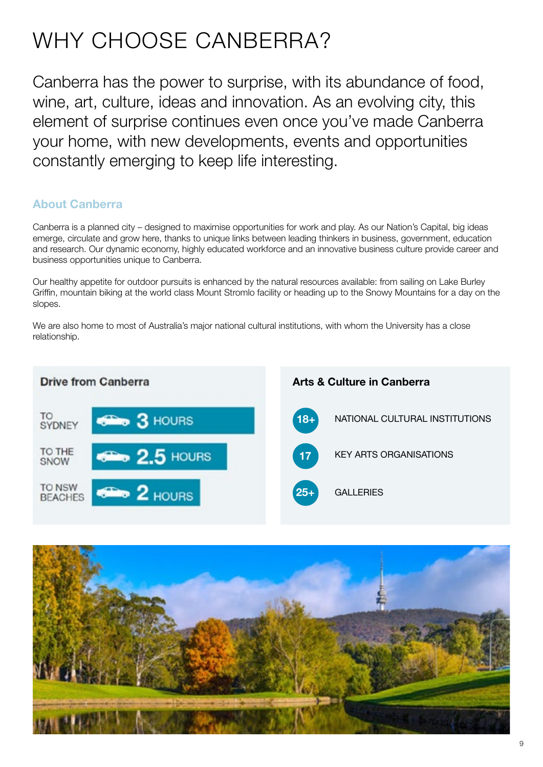# WHY CHOOSE CANBERRA?

Canberra has the power to surprise, with its abundance of food, wine, art, culture, ideas and innovation. As an evolving city, this element of surprise continues even once you've made Canberra your home, with new developments, events and opportunities constantly emerging to keep life interesting.

## About Canberra

Canberra is a planned city – designed to maximise opportunities for work and play. As our Nation's Capital, big ideas emerge, circulate and grow here, thanks to unique links between leading thinkers in business, government, education and research. Our dynamic economy, highly educated workforce and an innovative business culture provide career and business opportunities unique to Canberra.

Our healthy appetite for outdoor pursuits is enhanced by the natural resources available: from sailing on Lake Burley Griffin, mountain biking at the world class Mount Stromlo facility or heading up to the Snowy Mountains for a day on the slopes.

We are also home to most of Australia's major national cultural institutions, with whom the University has a close relationship.

### Drive from Canberra

| Destination | Drive time |
|---|---|
| TO SYDNEY | 3 HOURS |
| TO THE SNOW | 2.5 HOURS |
| TO NSW BEACHES | 2 HOURS |

### Arts & Culture in Canberra

| | |
|---|---|
| 18+ | NATIONAL CULTURAL INSTITUTIONS |
| 17 | KEY ARTS ORGANISATIONS |
| 25+ | GALLERIES |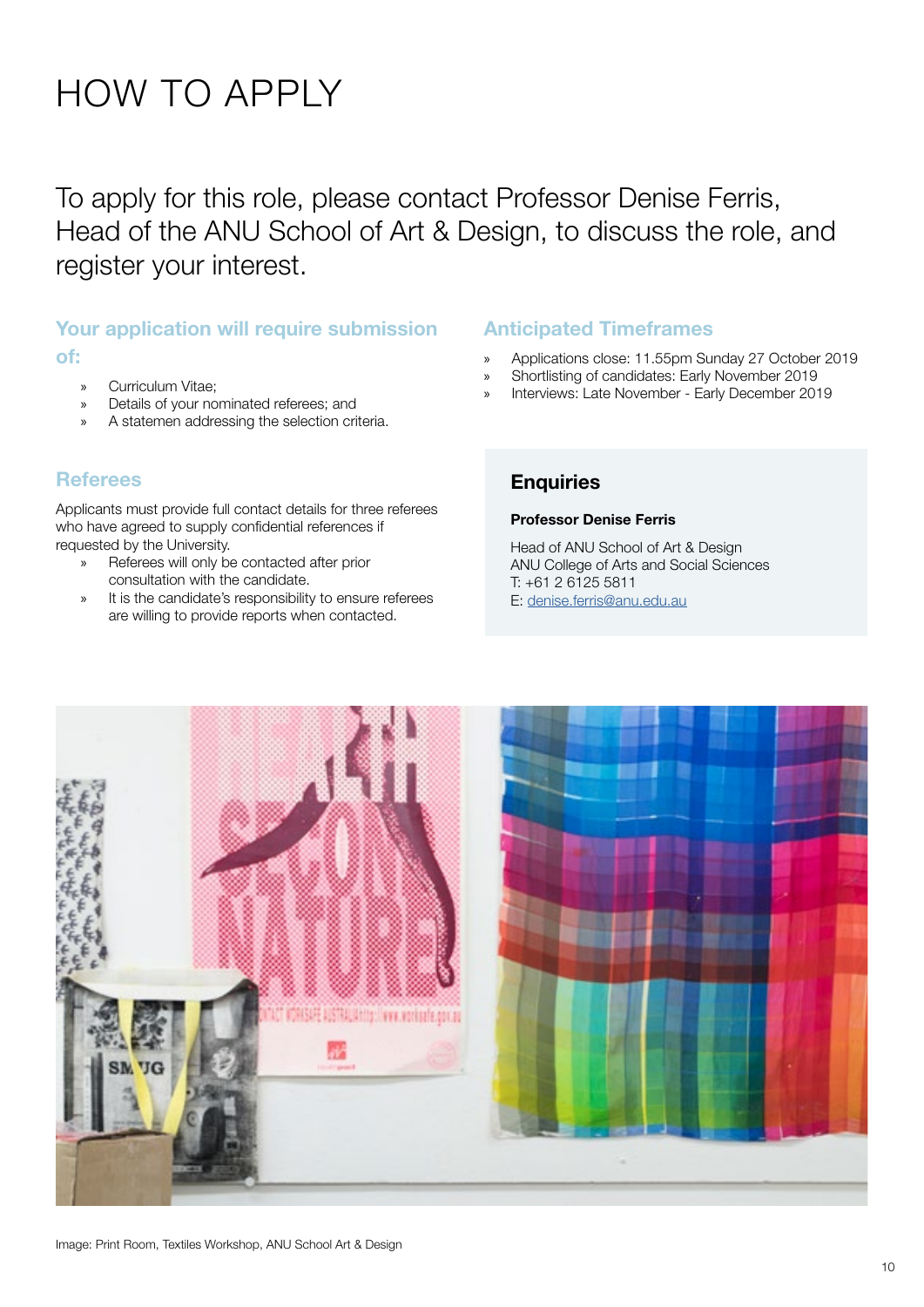# HOW TO APPLY

To apply for this role, please contact Professor Denise Ferris, Head of the ANU School of Art & Design, to discuss the role, and register your interest.

## Your application will require submission of:

- Curriculum Vitae;
- Details of your nominated referees; and
- A statemen addressing the selection criteria.

## Referees

Applicants must provide full contact details for three referees who have agreed to supply confidential references if requested by the University.

- Referees will only be contacted after prior consultation with the candidate.
- It is the candidate's responsibility to ensure referees are willing to provide reports when contacted.

## Anticipated Timeframes

- Applications close: 11.55pm Sunday 27 October 2019
- Shortlisting of candidates: Early November 2019
- Interviews: Late November - Early December 2019

## Enquiries

**Professor Denise Ferris**

Head of ANU School of Art & Design
ANU College of Arts and Social Sciences
T: +61 2 6125 5811
E: denise.ferris@anu.edu.au

Image: Print Room, Textiles Workshop, ANU School Art & Design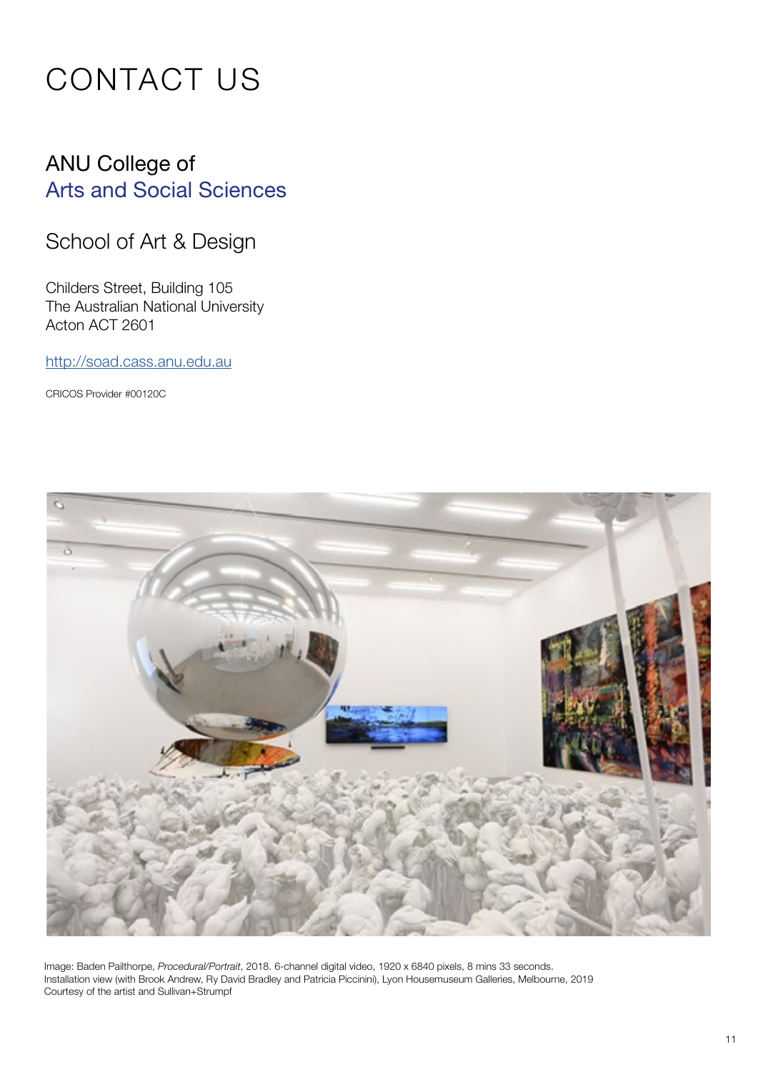# CONTACT US

## ANU College of Arts and Social Sciences

### School of Art & Design

Childers Street, Building 105
The Australian National University
Acton ACT 2601

http://soad.cass.anu.edu.au

CRICOS Provider #00120C

Image: Baden Pailthorpe, *Procedural/Portrait*, 2018. 6-channel digital video, 1920 x 6840 pixels, 8 mins 33 seconds.
Installation view (with Brook Andrew, Ry David Bradley and Patricia Piccinini), Lyon Housemuseum Galleries, Melbourne, 2019
Courtesy of the artist and Sullivan+Strumpf